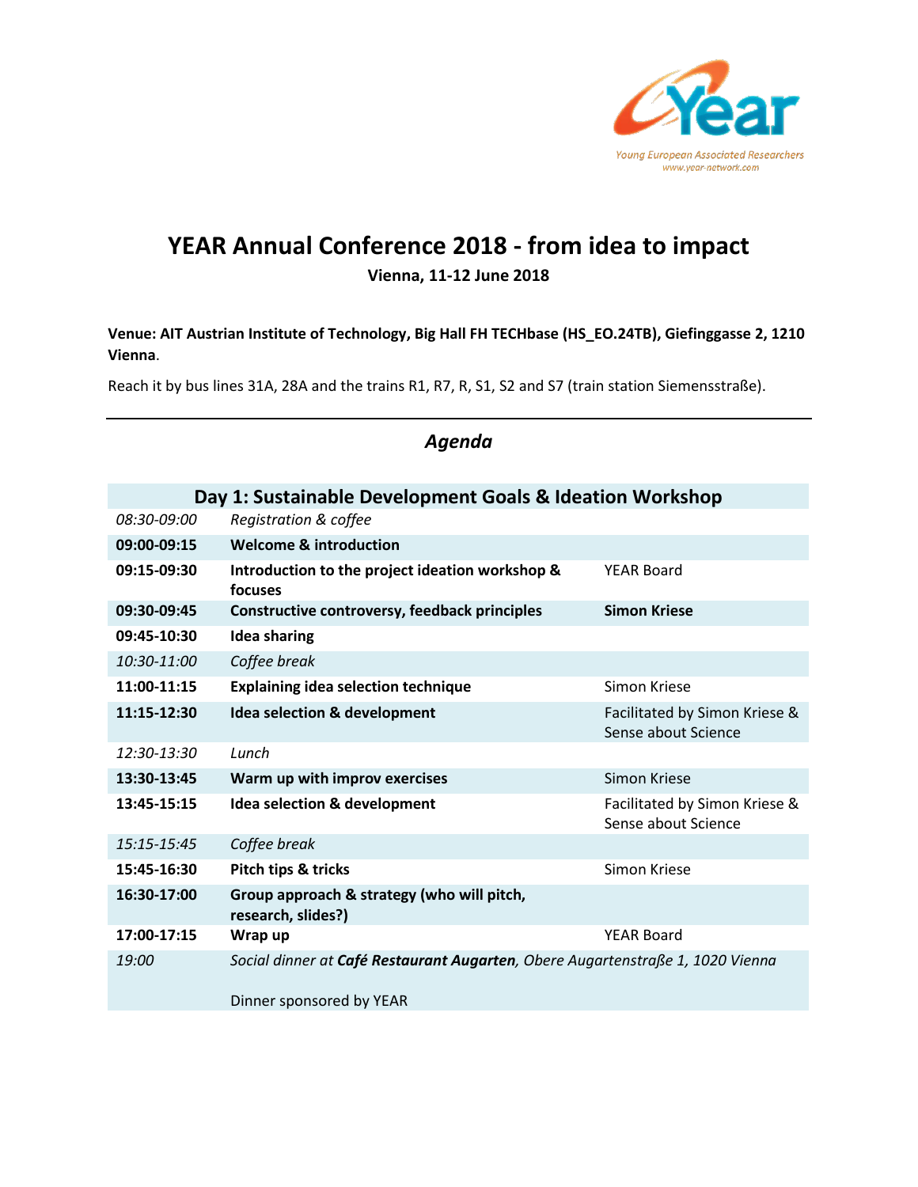Young European Associated Researchers
www.year-network.com

# YEAR Annual Conference 2018 - from idea to impact

**Vienna, 11-12 June 2018**

**Venue: AIT Austrian Institute of Technology, Big Hall FH TECHbase (HS_EO.24TB), Giefinggasse 2, 1210 Vienna**.

Reach it by bus lines 31A, 28A and the trains R1, R7, R, S1, S2 and S7 (train station Siemensstraße).

---

## *Agenda*

| **Day 1: Sustainable Development Goals & Ideation Workshop** | | |
|---|---|---|
| *08:30-09:00* | *Registration & coffee* | |
| **09:00-09:15** | **Welcome & introduction** | |
| **09:15-09:30** | **Introduction to the project ideation workshop & focuses** | YEAR Board |
| **09:30-09:45** | **Constructive controversy, feedback principles** | **Simon Kriese** |
| **09:45-10:30** | **Idea sharing** | |
| *10:30-11:00* | *Coffee break* | |
| **11:00-11:15** | **Explaining idea selection technique** | Simon Kriese |
| **11:15-12:30** | **Idea selection & development** | Facilitated by Simon Kriese & Sense about Science |
| *12:30-13:30* | *Lunch* | |
| **13:30-13:45** | **Warm up with improv exercises** | Simon Kriese |
| **13:45-15:15** | **Idea selection & development** | Facilitated by Simon Kriese & Sense about Science |
| *15:15-15:45* | *Coffee break* | |
| **15:45-16:30** | **Pitch tips & tricks** | Simon Kriese |
| **16:30-17:00** | **Group approach & strategy (who will pitch, research, slides?)** | |
| **17:00-17:15** | **Wrap up** | YEAR Board |
| *19:00* | *Social dinner at **Café Restaurant Augarten**, Obere Augartenstraße 1, 1020 Vienna*<br><br>Dinner sponsored by YEAR | |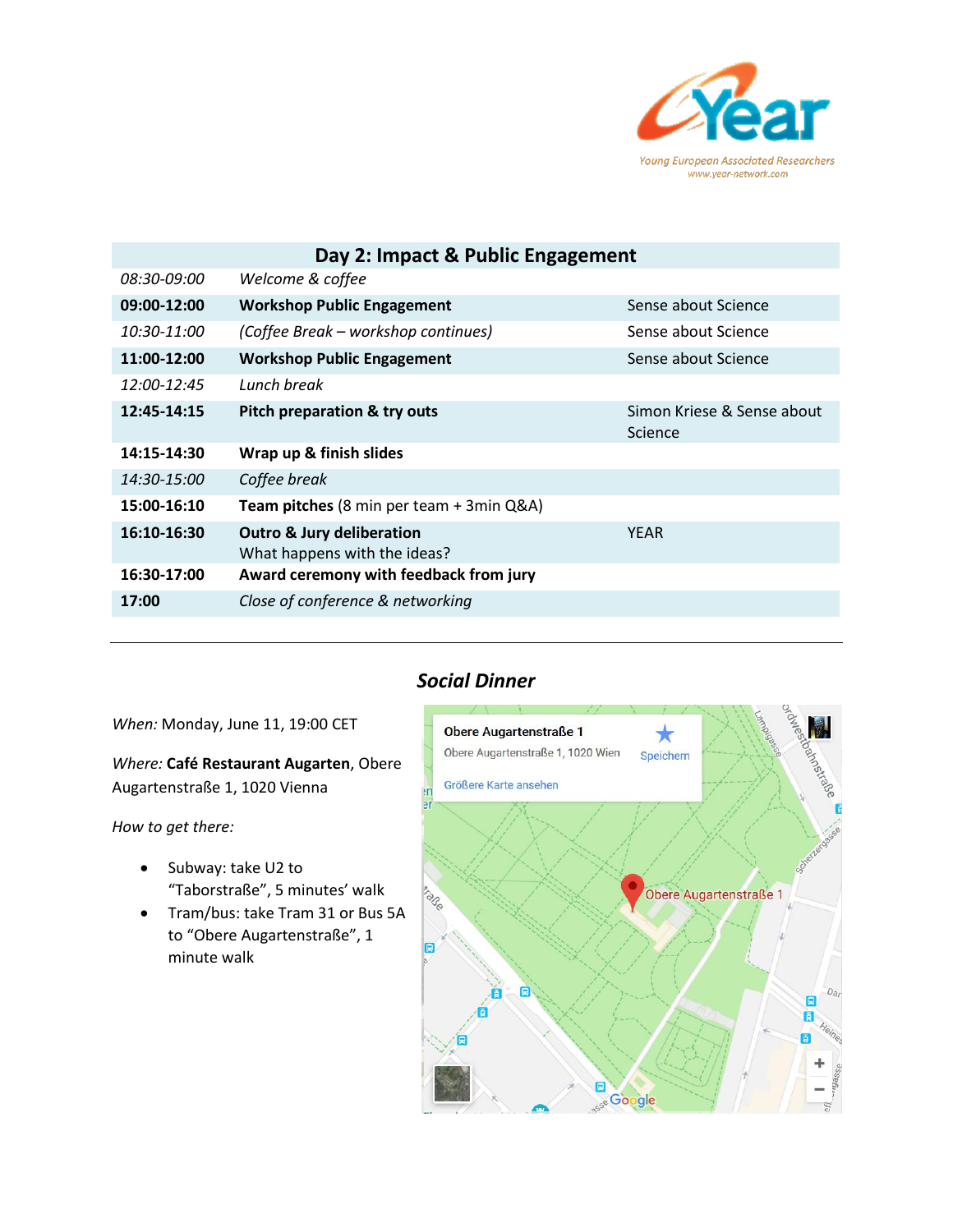| Day 2: Impact & Public Engagement | | |
|---|---|---|
| *08:30-09:00* | *Welcome & coffee* | |
| **09:00-12:00** | **Workshop Public Engagement** | Sense about Science |
| *10:30-11:00* | *(Coffee Break – workshop continues)* | Sense about Science |
| **11:00-12:00** | **Workshop Public Engagement** | Sense about Science |
| *12:00-12:45* | *Lunch break* | |
| **12:45-14:15** | **Pitch preparation & try outs** | Simon Kriese & Sense about Science |
| **14:15-14:30** | **Wrap up & finish slides** | |
| *14:30-15:00* | *Coffee break* | |
| **15:00-16:10** | **Team pitches** (8 min per team + 3min Q&A) | |
| **16:10-16:30** | **Outro & Jury deliberation** What happens with the ideas? | YEAR |
| **16:30-17:00** | **Award ceremony with feedback from jury** | |
| **17:00** | *Close of conference & networking* | |

## *Social Dinner*

*When:* Monday, June 11, 19:00 CET

*Where:* **Café Restaurant Augarten**, Obere Augartenstraße 1, 1020 Vienna

*How to get there:*

- Subway: take U2 to "Taborstraße", 5 minutes' walk
- Tram/bus: take Tram 31 or Bus 5A to "Obere Augartenstraße", 1 minute walk